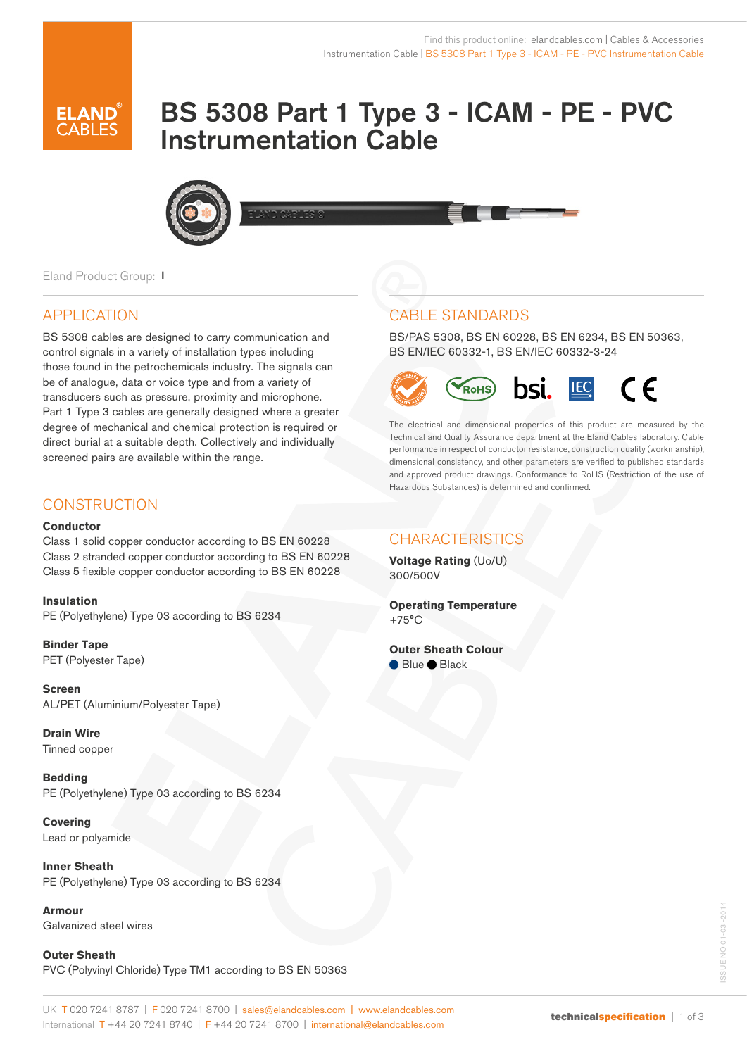Find this product online: elandcables.com | Cables & Accessories
Instrumentation Cable | BS 5308 Part 1 Type 3 - ICAM - PE - PVC Instrumentation Cable

# BS 5308 Part 1 Type 3 - ICAM - PE - PVC Instrumentation Cable

Eland Product Group: I

## APPLICATION

BS 5308 cables are designed to carry communication and control signals in a variety of installation types including those found in the petrochemicals industry. The signals can be of analogue, data or voice type and from a variety of transducers such as pressure, proximity and microphone. Part 1 Type 3 cables are generally designed where a greater degree of mechanical and chemical protection is required or direct burial at a suitable depth. Collectively and individually screened pairs are available within the range.

## CONSTRUCTION

**Conductor**
Class 1 solid copper conductor according to BS EN 60228
Class 2 stranded copper conductor according to BS EN 60228
Class 5 flexible copper conductor according to BS EN 60228

**Insulation**
PE (Polyethylene) Type 03 according to BS 6234

**Binder Tape**
PET (Polyester Tape)

**Screen**
AL/PET (Aluminium/Polyester Tape)

**Drain Wire**
Tinned copper

**Bedding**
PE (Polyethylene) Type 03 according to BS 6234

**Covering**
Lead or polyamide

**Inner Sheath**
PE (Polyethylene) Type 03 according to BS 6234

**Armour**
Galvanized steel wires

**Outer Sheath**
PVC (Polyvinyl Chloride) Type TM1 according to BS EN 50363

## CABLE STANDARDS

BS/PAS 5308, BS EN 60228, BS EN 6234, BS EN 50363, BS EN/IEC 60332-1, BS EN/IEC 60332-3-24

The electrical and dimensional properties of this product are measured by the Technical and Quality Assurance department at the Eland Cables laboratory. Cable performance in respect of conductor resistance, construction quality (workmanship), dimensional consistency, and other parameters are verified to published standards and approved product drawings. Conformance to RoHS (Restriction of the use of Hazardous Substances) is determined and confirmed.

## CHARACTERISTICS

**Voltage Rating** (Uo/U)
300/500V

**Operating Temperature**
+75°C

**Outer Sheath Colour**
Blue, Black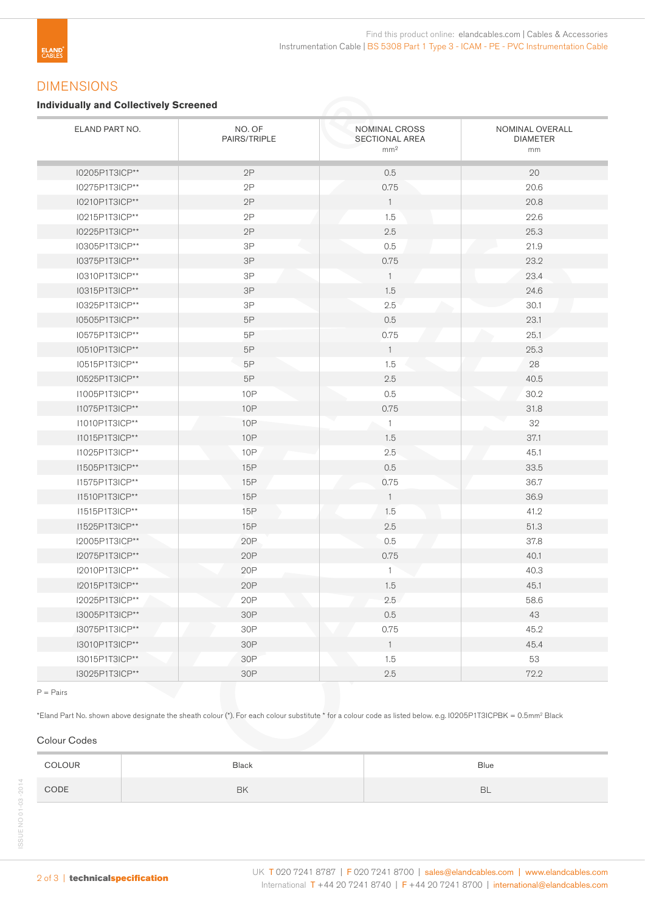## DIMENSIONS

### Individually and Collectively Screened

| ELAND PART NO. | NO. OF PAIRS/TRIPLE | NOMINAL CROSS SECTIONAL AREA $mm^2$ | NOMINAL OVERALL DIAMETER mm |
|---|---|---|---|
| I0205P1T3ICP** | 2P | 0.5 | 20 |
| I0275P1T3ICP** | 2P | 0.75 | 20.6 |
| I0210P1T3ICP** | 2P | 1 | 20.8 |
| I0215P1T3ICP** | 2P | 1.5 | 22.6 |
| I0225P1T3ICP** | 2P | 2.5 | 25.3 |
| I0305P1T3ICP** | 3P | 0.5 | 21.9 |
| I0375P1T3ICP** | 3P | 0.75 | 23.2 |
| I0310P1T3ICP** | 3P | 1 | 23.4 |
| I0315P1T3ICP** | 3P | 1.5 | 24.6 |
| I0325P1T3ICP** | 3P | 2.5 | 30.1 |
| I0505P1T3ICP** | 5P | 0.5 | 23.1 |
| I0575P1T3ICP** | 5P | 0.75 | 25.1 |
| I0510P1T3ICP** | 5P | 1 | 25.3 |
| I0515P1T3ICP** | 5P | 1.5 | 28 |
| I0525P1T3ICP** | 5P | 2.5 | 40.5 |
| I1005P1T3ICP** | 10P | 0.5 | 30.2 |
| I1075P1T3ICP** | 10P | 0.75 | 31.8 |
| I1010P1T3ICP** | 10P | 1 | 32 |
| I1015P1T3ICP** | 10P | 1.5 | 37.1 |
| I1025P1T3ICP** | 10P | 2.5 | 45.1 |
| I1505P1T3ICP** | 15P | 0.5 | 33.5 |
| I1575P1T3ICP** | 15P | 0.75 | 36.7 |
| I1510P1T3ICP** | 15P | 1 | 36.9 |
| I1515P1T3ICP** | 15P | 1.5 | 41.2 |
| I1525P1T3ICP** | 15P | 2.5 | 51.3 |
| I2005P1T3ICP** | 20P | 0.5 | 37.8 |
| I2075P1T3ICP** | 20P | 0.75 | 40.1 |
| I2010P1T3ICP** | 20P | 1 | 40.3 |
| I2015P1T3ICP** | 20P | 1.5 | 45.1 |
| I2025P1T3ICP** | 20P | 2.5 | 58.6 |
| I3005P1T3ICP** | 30P | 0.5 | 43 |
| I3075P1T3ICP** | 30P | 0.75 | 45.2 |
| I3010P1T3ICP** | 30P | 1 | 45.4 |
| I3015P1T3ICP** | 30P | 1.5 | 53 |
| I3025P1T3ICP** | 30P | 2.5 | 72.2 |

P = Pairs

*Eland Part No. shown above designate the sheath colour (*). For each colour substitute * for a colour code as listed below. e.g. I0205P1T3ICPBK = 0.5mm² Black

### Colour Codes

| COLOUR | Black | Blue |
|---|---|---|
| CODE | BK | BL |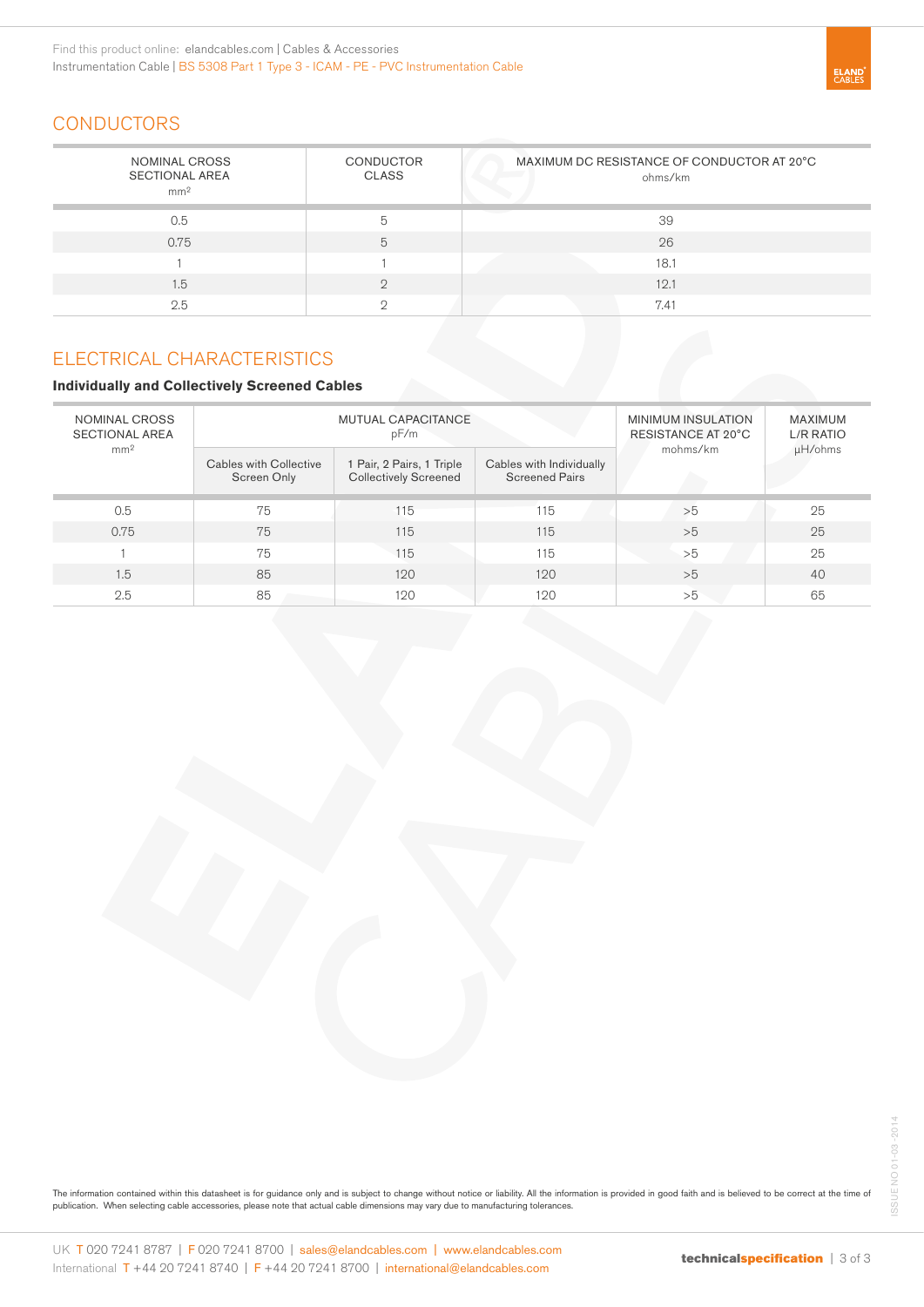Find this product online: elandcables.com | Cables & Accessories
Instrumentation Cable | BS 5308 Part 1 Type 3 - ICAM - PE - PVC Instrumentation Cable

## CONDUCTORS

| NOMINAL CROSS SECTIONAL AREA mm² | CONDUCTOR CLASS | MAXIMUM DC RESISTANCE OF CONDUCTOR AT 20°C ohms/km |
|---|---|---|
| 0.5 | 5 | 39 |
| 0.75 | 5 | 26 |
| 1 | 1 | 18.1 |
| 1.5 | 2 | 12.1 |
| 2.5 | 2 | 7.41 |

## ELECTRICAL CHARACTERISTICS

**Individually and Collectively Screened Cables**

| NOMINAL CROSS SECTIONAL AREA mm² | MUTUAL CAPACITANCE pF/m | | | MINIMUM INSULATION RESISTANCE AT 20°C mohms/km | MAXIMUM L/R RATIO µH/ohms |
|---|---|---|---|---|---|
| | Cables with Collective Screen Only | 1 Pair, 2 Pairs, 1 Triple Collectively Screened | Cables with Individually Screened Pairs | | |
| 0.5 | 75 | 115 | 115 | >5 | 25 |
| 0.75 | 75 | 115 | 115 | >5 | 25 |
| 1 | 75 | 115 | 115 | >5 | 25 |
| 1.5 | 85 | 120 | 120 | >5 | 40 |
| 2.5 | 85 | 120 | 120 | >5 | 65 |

The information contained within this datasheet is for guidance only and is subject to change without notice or liability. All the information is provided in good faith and is believed to be correct at the time of publication. When selecting cable accessories, please note that actual cable dimensions may vary due to manufacturing tolerances.

UK T 020 7241 8787 | F 020 7241 8700 | sales@elandcables.com | www.elandcables.com
International T +44 20 7241 8740 | F +44 20 7241 8700 | international@elandcables.com